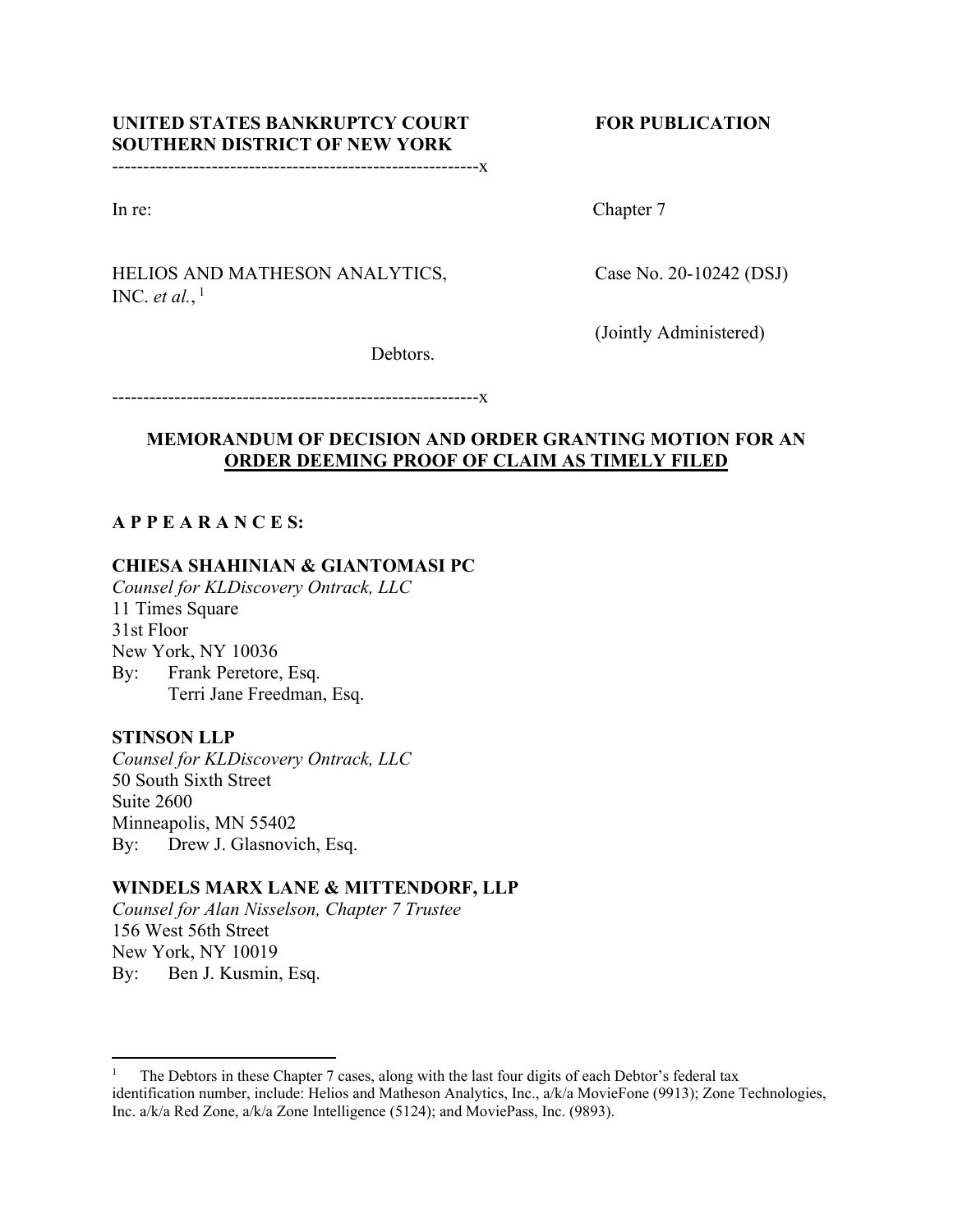**UNITED STATES BANKRUPTCY COURT**
**SOUTHERN DISTRICT OF NEW YORK**

**FOR PUBLICATION**

----------------------------------------------------------x

In re:

HELIOS AND MATHESON ANALYTICS, INC. *et al.*,[1]

Debtors.

Chapter 7

Case No. 20-10242 (DSJ)

(Jointly Administered)

----------------------------------------------------------x

## MEMORANDUM OF DECISION AND ORDER GRANTING MOTION FOR AN ORDER DEEMING PROOF OF CLAIM AS TIMELY FILED

**A P P E A R A N C E S:**

**CHIESA SHAHINIAN & GIANTOMASI PC**
*Counsel for KLDiscovery Ontrack, LLC*
11 Times Square
31st Floor
New York, NY 10036
By: Frank Peretore, Esq.
Terri Jane Freedman, Esq.

**STINSON LLP**
*Counsel for KLDiscovery Ontrack, LLC*
50 South Sixth Street
Suite 2600
Minneapolis, MN 55402
By: Drew J. Glasnovich, Esq.

**WINDELS MARX LANE & MITTENDORF, LLP**
*Counsel for Alan Nisselson, Chapter 7 Trustee*
156 West 56th Street
New York, NY 10019
By: Ben J. Kusmin, Esq.

---

[1] The Debtors in these Chapter 7 cases, along with the last four digits of each Debtor's federal tax identification number, include: Helios and Matheson Analytics, Inc., a/k/a MovieFone (9913); Zone Technologies, Inc. a/k/a Red Zone, a/k/a Zone Intelligence (5124); and MoviePass, Inc. (9893).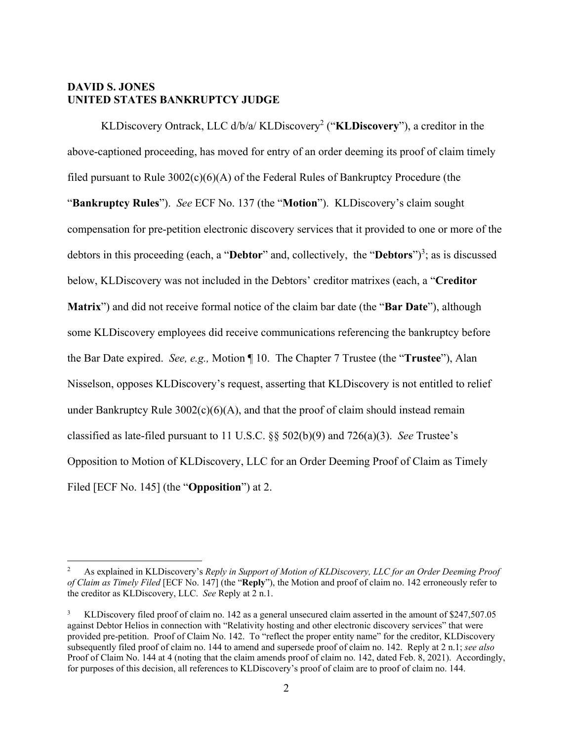**DAVID S. JONES**
**UNITED STATES BANKRUPTCY JUDGE**

KLDiscovery Ontrack, LLC d/b/a/ KLDiscovery[2] ("**KLDiscovery**"), a creditor in the above-captioned proceeding, has moved for entry of an order deeming its proof of claim timely filed pursuant to Rule 3002(c)(6)(A) of the Federal Rules of Bankruptcy Procedure (the "**Bankruptcy Rules**"). *See* ECF No. 137 (the "**Motion**"). KLDiscovery's claim sought compensation for pre-petition electronic discovery services that it provided to one or more of the debtors in this proceeding (each, a "**Debtor**" and, collectively, the "**Debtors**")[3]; as is discussed below, KLDiscovery was not included in the Debtors' creditor matrixes (each, a "**Creditor Matrix**") and did not receive formal notice of the claim bar date (the "**Bar Date**"), although some KLDiscovery employees did receive communications referencing the bankruptcy before the Bar Date expired. *See, e.g.,* Motion ¶ 10. The Chapter 7 Trustee (the "**Trustee**"), Alan Nisselson, opposes KLDiscovery's request, asserting that KLDiscovery is not entitled to relief under Bankruptcy Rule 3002(c)(6)(A), and that the proof of claim should instead remain classified as late-filed pursuant to 11 U.S.C. §§ 502(b)(9) and 726(a)(3). *See* Trustee's Opposition to Motion of KLDiscovery, LLC for an Order Deeming Proof of Claim as Timely Filed [ECF No. 145] (the "**Opposition**") at 2.

---

[2] As explained in KLDiscovery's *Reply in Support of Motion of KLDiscovery, LLC for an Order Deeming Proof of Claim as Timely Filed* [ECF No. 147] (the "**Reply**"), the Motion and proof of claim no. 142 erroneously refer to the creditor as KLDiscovery, LLC. *See* Reply at 2 n.1.

[3] KLDiscovery filed proof of claim no. 142 as a general unsecured claim asserted in the amount of $247,507.05 against Debtor Helios in connection with "Relativity hosting and other electronic discovery services" that were provided pre-petition. Proof of Claim No. 142. To "reflect the proper entity name" for the creditor, KLDiscovery subsequently filed proof of claim no. 144 to amend and supersede proof of claim no. 142. Reply at 2 n.1; *see also* Proof of Claim No. 144 at 4 (noting that the claim amends proof of claim no. 142, dated Feb. 8, 2021). Accordingly, for purposes of this decision, all references to KLDiscovery's proof of claim are to proof of claim no. 144.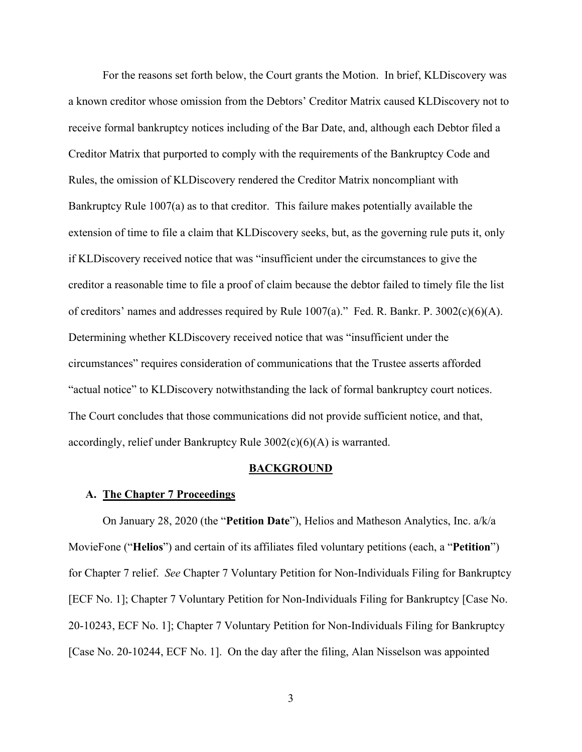For the reasons set forth below, the Court grants the Motion. In brief, KLDiscovery was a known creditor whose omission from the Debtors' Creditor Matrix caused KLDiscovery not to receive formal bankruptcy notices including of the Bar Date, and, although each Debtor filed a Creditor Matrix that purported to comply with the requirements of the Bankruptcy Code and Rules, the omission of KLDiscovery rendered the Creditor Matrix noncompliant with Bankruptcy Rule 1007(a) as to that creditor. This failure makes potentially available the extension of time to file a claim that KLDiscovery seeks, but, as the governing rule puts it, only if KLDiscovery received notice that was "insufficient under the circumstances to give the creditor a reasonable time to file a proof of claim because the debtor failed to timely file the list of creditors' names and addresses required by Rule 1007(a)." Fed. R. Bankr. P. 3002(c)(6)(A). Determining whether KLDiscovery received notice that was "insufficient under the circumstances" requires consideration of communications that the Trustee asserts afforded "actual notice" to KLDiscovery notwithstanding the lack of formal bankruptcy court notices. The Court concludes that those communications did not provide sufficient notice, and that, accordingly, relief under Bankruptcy Rule 3002(c)(6)(A) is warranted.

## BACKGROUND

### A. The Chapter 7 Proceedings

On January 28, 2020 (the "**Petition Date**"), Helios and Matheson Analytics, Inc. a/k/a MovieFone ("**Helios**") and certain of its affiliates filed voluntary petitions (each, a "**Petition**") for Chapter 7 relief. *See* Chapter 7 Voluntary Petition for Non-Individuals Filing for Bankruptcy [ECF No. 1]; Chapter 7 Voluntary Petition for Non-Individuals Filing for Bankruptcy [Case No. 20-10243, ECF No. 1]; Chapter 7 Voluntary Petition for Non-Individuals Filing for Bankruptcy [Case No. 20-10244, ECF No. 1]. On the day after the filing, Alan Nisselson was appointed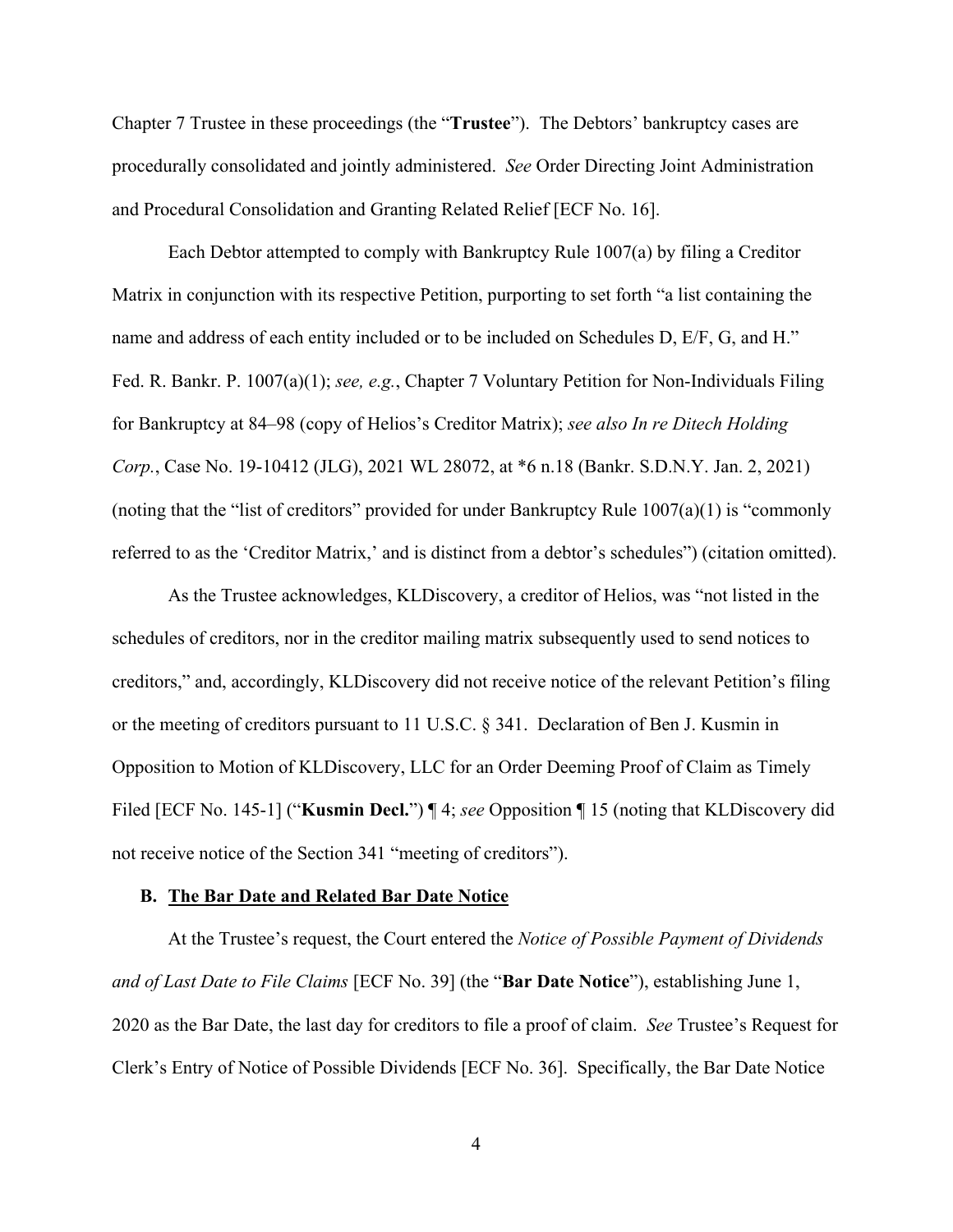Chapter 7 Trustee in these proceedings (the "**Trustee**"). The Debtors' bankruptcy cases are procedurally consolidated and jointly administered. *See* Order Directing Joint Administration and Procedural Consolidation and Granting Related Relief [ECF No. 16].

Each Debtor attempted to comply with Bankruptcy Rule 1007(a) by filing a Creditor Matrix in conjunction with its respective Petition, purporting to set forth "a list containing the name and address of each entity included or to be included on Schedules D, E/F, G, and H." Fed. R. Bankr. P. 1007(a)(1); *see, e.g.*, Chapter 7 Voluntary Petition for Non-Individuals Filing for Bankruptcy at 84–98 (copy of Helios's Creditor Matrix); *see also In re Ditech Holding Corp.*, Case No. 19-10412 (JLG), 2021 WL 28072, at *6 n.18 (Bankr. S.D.N.Y. Jan. 2, 2021) (noting that the "list of creditors" provided for under Bankruptcy Rule 1007(a)(1) is "commonly referred to as the 'Creditor Matrix,' and is distinct from a debtor's schedules") (citation omitted).

As the Trustee acknowledges, KLDiscovery, a creditor of Helios, was "not listed in the schedules of creditors, nor in the creditor mailing matrix subsequently used to send notices to creditors," and, accordingly, KLDiscovery did not receive notice of the relevant Petition's filing or the meeting of creditors pursuant to 11 U.S.C. § 341. Declaration of Ben J. Kusmin in Opposition to Motion of KLDiscovery, LLC for an Order Deeming Proof of Claim as Timely Filed [ECF No. 145-1] ("**Kusmin Decl.**") ¶ 4; *see* Opposition ¶ 15 (noting that KLDiscovery did not receive notice of the Section 341 "meeting of creditors").

### B. <u>The Bar Date and Related Bar Date Notice</u>

At the Trustee's request, the Court entered the *Notice of Possible Payment of Dividends and of Last Date to File Claims* [ECF No. 39] (the "**Bar Date Notice**"), establishing June 1, 2020 as the Bar Date, the last day for creditors to file a proof of claim. *See* Trustee's Request for Clerk's Entry of Notice of Possible Dividends [ECF No. 36]. Specifically, the Bar Date Notice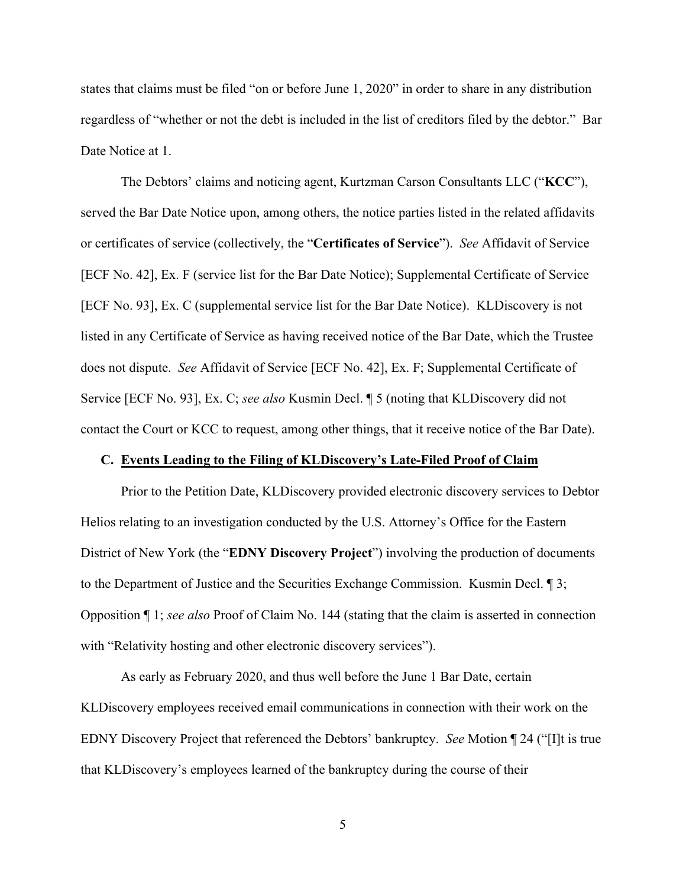states that claims must be filed "on or before June 1, 2020" in order to share in any distribution regardless of "whether or not the debt is included in the list of creditors filed by the debtor." Bar Date Notice at 1.

The Debtors' claims and noticing agent, Kurtzman Carson Consultants LLC ("**KCC**"), served the Bar Date Notice upon, among others, the notice parties listed in the related affidavits or certificates of service (collectively, the "**Certificates of Service**"). *See* Affidavit of Service [ECF No. 42], Ex. F (service list for the Bar Date Notice); Supplemental Certificate of Service [ECF No. 93], Ex. C (supplemental service list for the Bar Date Notice). KLDiscovery is not listed in any Certificate of Service as having received notice of the Bar Date, which the Trustee does not dispute. *See* Affidavit of Service [ECF No. 42], Ex. F; Supplemental Certificate of Service [ECF No. 93], Ex. C; *see also* Kusmin Decl. ¶ 5 (noting that KLDiscovery did not contact the Court or KCC to request, among other things, that it receive notice of the Bar Date).

### C. <u>Events Leading to the Filing of KLDiscovery's Late-Filed Proof of Claim</u>

Prior to the Petition Date, KLDiscovery provided electronic discovery services to Debtor Helios relating to an investigation conducted by the U.S. Attorney's Office for the Eastern District of New York (the "**EDNY Discovery Project**") involving the production of documents to the Department of Justice and the Securities Exchange Commission. Kusmin Decl. ¶ 3; Opposition ¶ 1; *see also* Proof of Claim No. 144 (stating that the claim is asserted in connection with "Relativity hosting and other electronic discovery services").

As early as February 2020, and thus well before the June 1 Bar Date, certain KLDiscovery employees received email communications in connection with their work on the EDNY Discovery Project that referenced the Debtors' bankruptcy. *See* Motion ¶ 24 ("[I]t is true that KLDiscovery's employees learned of the bankruptcy during the course of their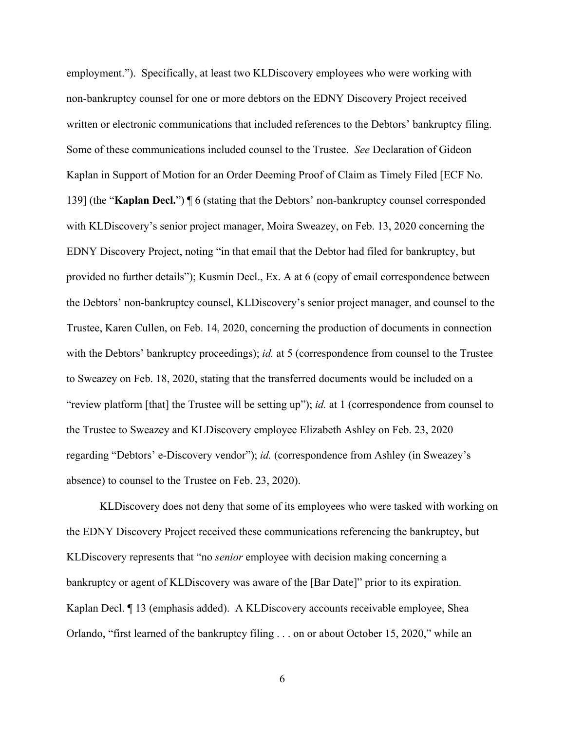employment."). Specifically, at least two KLDiscovery employees who were working with non-bankruptcy counsel for one or more debtors on the EDNY Discovery Project received written or electronic communications that included references to the Debtors' bankruptcy filing. Some of these communications included counsel to the Trustee. *See* Declaration of Gideon Kaplan in Support of Motion for an Order Deeming Proof of Claim as Timely Filed [ECF No. 139] (the "**Kaplan Decl.**") ¶ 6 (stating that the Debtors' non-bankruptcy counsel corresponded with KLDiscovery's senior project manager, Moira Sweazey, on Feb. 13, 2020 concerning the EDNY Discovery Project, noting "in that email that the Debtor had filed for bankruptcy, but provided no further details"); Kusmin Decl., Ex. A at 6 (copy of email correspondence between the Debtors' non-bankruptcy counsel, KLDiscovery's senior project manager, and counsel to the Trustee, Karen Cullen, on Feb. 14, 2020, concerning the production of documents in connection with the Debtors' bankruptcy proceedings); *id.* at 5 (correspondence from counsel to the Trustee to Sweazey on Feb. 18, 2020, stating that the transferred documents would be included on a "review platform [that] the Trustee will be setting up"); *id.* at 1 (correspondence from counsel to the Trustee to Sweazey and KLDiscovery employee Elizabeth Ashley on Feb. 23, 2020 regarding "Debtors' e-Discovery vendor"); *id.* (correspondence from Ashley (in Sweazey's absence) to counsel to the Trustee on Feb. 23, 2020).

KLDiscovery does not deny that some of its employees who were tasked with working on the EDNY Discovery Project received these communications referencing the bankruptcy, but KLDiscovery represents that "no *senior* employee with decision making concerning a bankruptcy or agent of KLDiscovery was aware of the [Bar Date]" prior to its expiration. Kaplan Decl. ¶ 13 (emphasis added). A KLDiscovery accounts receivable employee, Shea Orlando, "first learned of the bankruptcy filing . . . on or about October 15, 2020," while an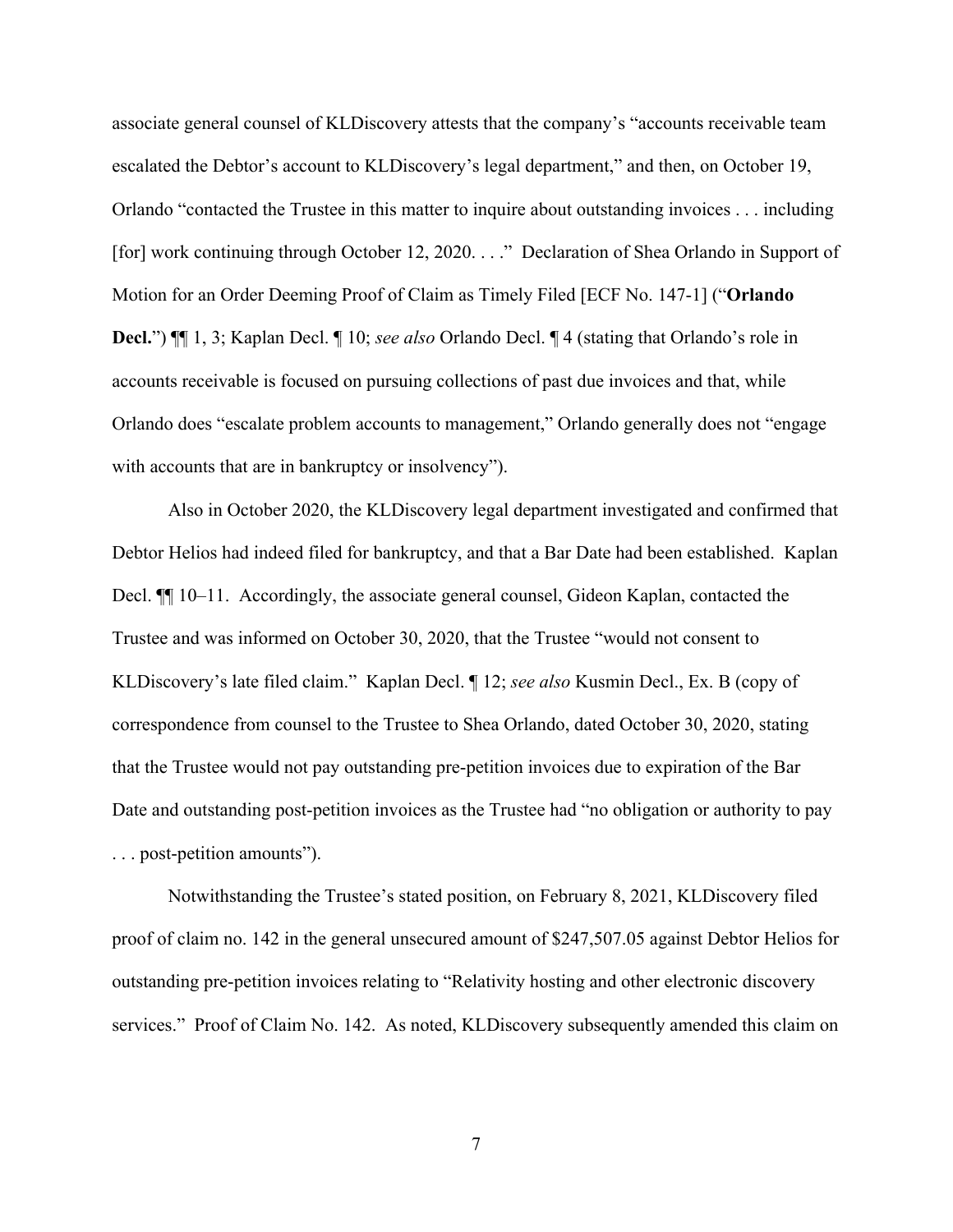associate general counsel of KLDiscovery attests that the company's "accounts receivable team escalated the Debtor's account to KLDiscovery's legal department," and then, on October 19, Orlando "contacted the Trustee in this matter to inquire about outstanding invoices . . . including [for] work continuing through October 12, 2020. . . ." Declaration of Shea Orlando in Support of Motion for an Order Deeming Proof of Claim as Timely Filed [ECF No. 147-1] ("**Orlando Decl.**") ¶¶ 1, 3; Kaplan Decl. ¶ 10; *see also* Orlando Decl. ¶ 4 (stating that Orlando's role in accounts receivable is focused on pursuing collections of past due invoices and that, while Orlando does "escalate problem accounts to management," Orlando generally does not "engage with accounts that are in bankruptcy or insolvency").

Also in October 2020, the KLDiscovery legal department investigated and confirmed that Debtor Helios had indeed filed for bankruptcy, and that a Bar Date had been established. Kaplan Decl. ¶¶ 10–11. Accordingly, the associate general counsel, Gideon Kaplan, contacted the Trustee and was informed on October 30, 2020, that the Trustee "would not consent to KLDiscovery's late filed claim." Kaplan Decl. ¶ 12; *see also* Kusmin Decl., Ex. B (copy of correspondence from counsel to the Trustee to Shea Orlando, dated October 30, 2020, stating that the Trustee would not pay outstanding pre-petition invoices due to expiration of the Bar Date and outstanding post-petition invoices as the Trustee had "no obligation or authority to pay . . . post-petition amounts").

Notwithstanding the Trustee's stated position, on February 8, 2021, KLDiscovery filed proof of claim no. 142 in the general unsecured amount of $247,507.05 against Debtor Helios for outstanding pre-petition invoices relating to "Relativity hosting and other electronic discovery services." Proof of Claim No. 142. As noted, KLDiscovery subsequently amended this claim on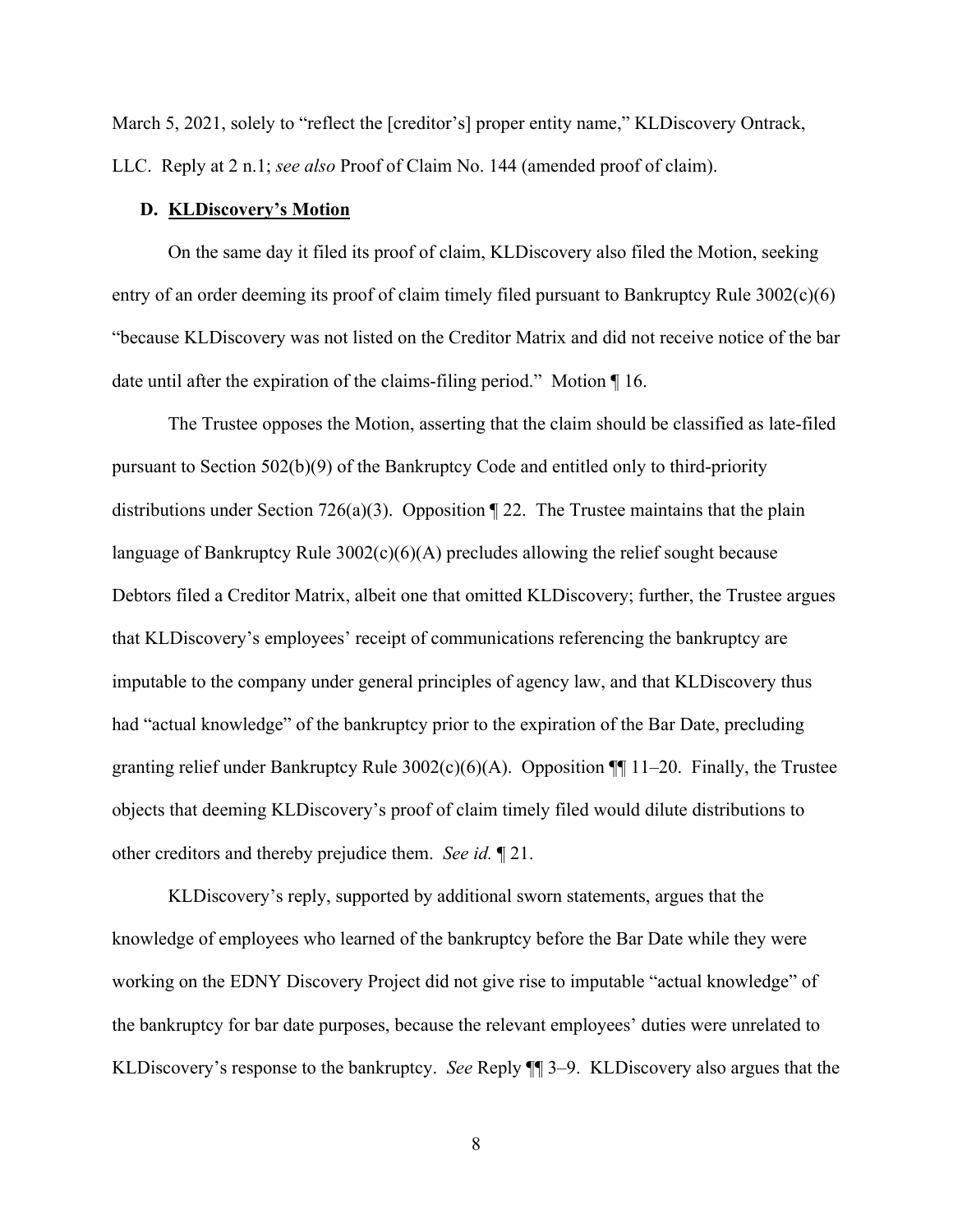March 5, 2021, solely to "reflect the [creditor's] proper entity name," KLDiscovery Ontrack, LLC. Reply at 2 n.1; *see also* Proof of Claim No. 144 (amended proof of claim).

### D. **KLDiscovery's Motion**

On the same day it filed its proof of claim, KLDiscovery also filed the Motion, seeking entry of an order deeming its proof of claim timely filed pursuant to Bankruptcy Rule 3002(c)(6) "because KLDiscovery was not listed on the Creditor Matrix and did not receive notice of the bar date until after the expiration of the claims-filing period." Motion ¶ 16.

The Trustee opposes the Motion, asserting that the claim should be classified as late-filed pursuant to Section 502(b)(9) of the Bankruptcy Code and entitled only to third-priority distributions under Section 726(a)(3). Opposition ¶ 22. The Trustee maintains that the plain language of Bankruptcy Rule 3002(c)(6)(A) precludes allowing the relief sought because Debtors filed a Creditor Matrix, albeit one that omitted KLDiscovery; further, the Trustee argues that KLDiscovery's employees' receipt of communications referencing the bankruptcy are imputable to the company under general principles of agency law, and that KLDiscovery thus had "actual knowledge" of the bankruptcy prior to the expiration of the Bar Date, precluding granting relief under Bankruptcy Rule 3002(c)(6)(A). Opposition ¶¶ 11–20. Finally, the Trustee objects that deeming KLDiscovery's proof of claim timely filed would dilute distributions to other creditors and thereby prejudice them. *See id.* ¶ 21.

KLDiscovery's reply, supported by additional sworn statements, argues that the knowledge of employees who learned of the bankruptcy before the Bar Date while they were working on the EDNY Discovery Project did not give rise to imputable "actual knowledge" of the bankruptcy for bar date purposes, because the relevant employees' duties were unrelated to KLDiscovery's response to the bankruptcy. *See* Reply ¶¶ 3–9. KLDiscovery also argues that the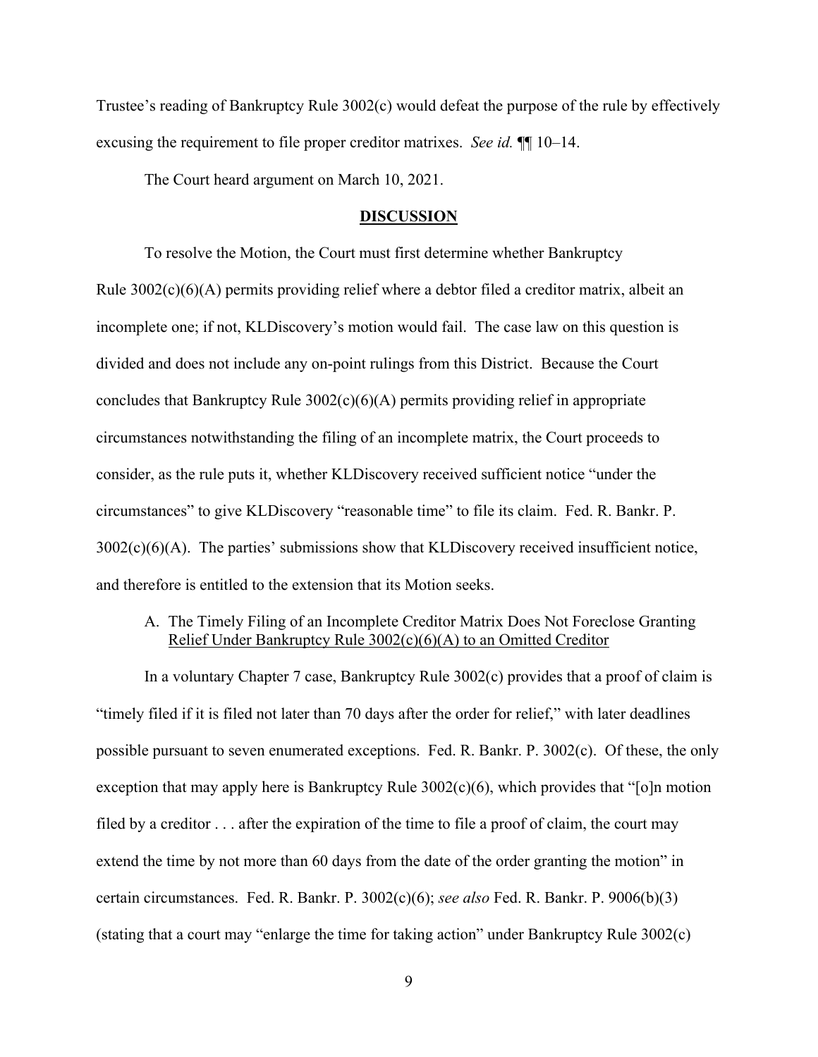Trustee's reading of Bankruptcy Rule 3002(c) would defeat the purpose of the rule by effectively excusing the requirement to file proper creditor matrixes. *See id.* ¶¶ 10–14.

The Court heard argument on March 10, 2021.

## DISCUSSION

To resolve the Motion, the Court must first determine whether Bankruptcy Rule 3002(c)(6)(A) permits providing relief where a debtor filed a creditor matrix, albeit an incomplete one; if not, KLDiscovery's motion would fail. The case law on this question is divided and does not include any on-point rulings from this District. Because the Court concludes that Bankruptcy Rule 3002(c)(6)(A) permits providing relief in appropriate circumstances notwithstanding the filing of an incomplete matrix, the Court proceeds to consider, as the rule puts it, whether KLDiscovery received sufficient notice "under the circumstances" to give KLDiscovery "reasonable time" to file its claim. Fed. R. Bankr. P. 3002(c)(6)(A). The parties' submissions show that KLDiscovery received insufficient notice, and therefore is entitled to the extension that its Motion seeks.

### A. The Timely Filing of an Incomplete Creditor Matrix Does Not Foreclose Granting Relief Under Bankruptcy Rule 3002(c)(6)(A) to an Omitted Creditor

In a voluntary Chapter 7 case, Bankruptcy Rule 3002(c) provides that a proof of claim is "timely filed if it is filed not later than 70 days after the order for relief," with later deadlines possible pursuant to seven enumerated exceptions. Fed. R. Bankr. P. 3002(c). Of these, the only exception that may apply here is Bankruptcy Rule 3002(c)(6), which provides that "[o]n motion filed by a creditor . . . after the expiration of the time to file a proof of claim, the court may extend the time by not more than 60 days from the date of the order granting the motion" in certain circumstances. Fed. R. Bankr. P. 3002(c)(6); *see also* Fed. R. Bankr. P. 9006(b)(3) (stating that a court may "enlarge the time for taking action" under Bankruptcy Rule 3002(c)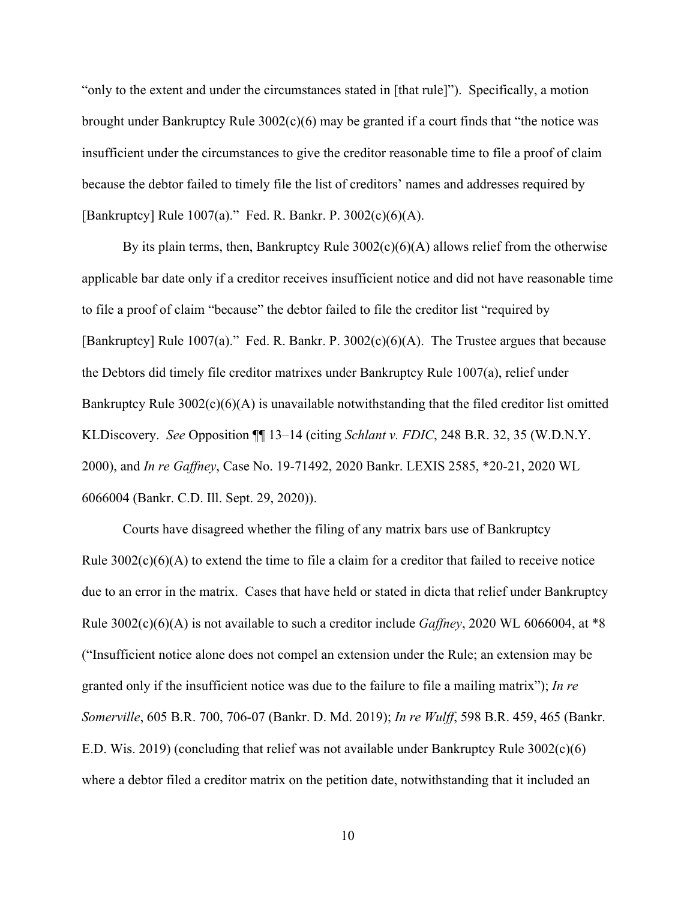"only to the extent and under the circumstances stated in [that rule]"). Specifically, a motion brought under Bankruptcy Rule 3002(c)(6) may be granted if a court finds that "the notice was insufficient under the circumstances to give the creditor reasonable time to file a proof of claim because the debtor failed to timely file the list of creditors' names and addresses required by [Bankruptcy] Rule 1007(a)." Fed. R. Bankr. P. 3002(c)(6)(A).

By its plain terms, then, Bankruptcy Rule 3002(c)(6)(A) allows relief from the otherwise applicable bar date only if a creditor receives insufficient notice and did not have reasonable time to file a proof of claim "because" the debtor failed to file the creditor list "required by [Bankruptcy] Rule 1007(a)." Fed. R. Bankr. P. 3002(c)(6)(A). The Trustee argues that because the Debtors did timely file creditor matrixes under Bankruptcy Rule 1007(a), relief under Bankruptcy Rule 3002(c)(6)(A) is unavailable notwithstanding that the filed creditor list omitted KLDiscovery. *See* Opposition ¶¶ 13–14 (citing *Schlant v. FDIC*, 248 B.R. 32, 35 (W.D.N.Y. 2000), and *In re Gaffney*, Case No. 19-71492, 2020 Bankr. LEXIS 2585, *20-21, 2020 WL 6066004 (Bankr. C.D. Ill. Sept. 29, 2020)).

Courts have disagreed whether the filing of any matrix bars use of Bankruptcy Rule 3002(c)(6)(A) to extend the time to file a claim for a creditor that failed to receive notice due to an error in the matrix. Cases that have held or stated in dicta that relief under Bankruptcy Rule 3002(c)(6)(A) is not available to such a creditor include *Gaffney*, 2020 WL 6066004, at *8 ("Insufficient notice alone does not compel an extension under the Rule; an extension may be granted only if the insufficient notice was due to the failure to file a mailing matrix"); *In re Somerville*, 605 B.R. 700, 706-07 (Bankr. D. Md. 2019); *In re Wulff*, 598 B.R. 459, 465 (Bankr. E.D. Wis. 2019) (concluding that relief was not available under Bankruptcy Rule 3002(c)(6) where a debtor filed a creditor matrix on the petition date, notwithstanding that it included an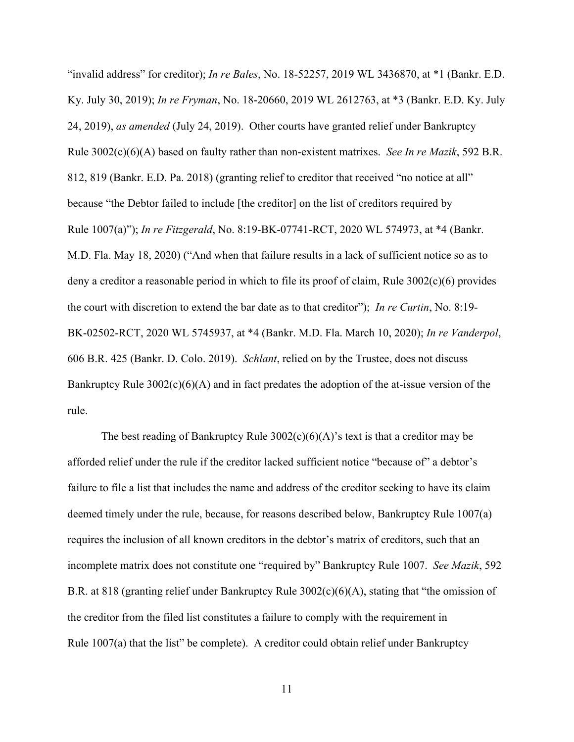"invalid address" for creditor); *In re Bales*, No. 18-52257, 2019 WL 3436870, at *1 (Bankr. E.D. Ky. July 30, 2019); *In re Fryman*, No. 18-20660, 2019 WL 2612763, at *3 (Bankr. E.D. Ky. July 24, 2019), *as amended* (July 24, 2019). Other courts have granted relief under Bankruptcy Rule 3002(c)(6)(A) based on faulty rather than non-existent matrixes. *See In re Mazik*, 592 B.R. 812, 819 (Bankr. E.D. Pa. 2018) (granting relief to creditor that received "no notice at all" because "the Debtor failed to include [the creditor] on the list of creditors required by Rule 1007(a)"); *In re Fitzgerald*, No. 8:19-BK-07741-RCT, 2020 WL 574973, at *4 (Bankr. M.D. Fla. May 18, 2020) ("And when that failure results in a lack of sufficient notice so as to deny a creditor a reasonable period in which to file its proof of claim, Rule 3002(c)(6) provides the court with discretion to extend the bar date as to that creditor"); *In re Curtin*, No. 8:19-BK-02502-RCT, 2020 WL 5745937, at *4 (Bankr. M.D. Fla. March 10, 2020); *In re Vanderpol*, 606 B.R. 425 (Bankr. D. Colo. 2019). *Schlant*, relied on by the Trustee, does not discuss Bankruptcy Rule 3002(c)(6)(A) and in fact predates the adoption of the at-issue version of the rule.

The best reading of Bankruptcy Rule 3002(c)(6)(A)'s text is that a creditor may be afforded relief under the rule if the creditor lacked sufficient notice "because of" a debtor's failure to file a list that includes the name and address of the creditor seeking to have its claim deemed timely under the rule, because, for reasons described below, Bankruptcy Rule 1007(a) requires the inclusion of all known creditors in the debtor's matrix of creditors, such that an incomplete matrix does not constitute one "required by" Bankruptcy Rule 1007. *See Mazik*, 592 B.R. at 818 (granting relief under Bankruptcy Rule 3002(c)(6)(A), stating that "the omission of the creditor from the filed list constitutes a failure to comply with the requirement in Rule 1007(a) that the list" be complete). A creditor could obtain relief under Bankruptcy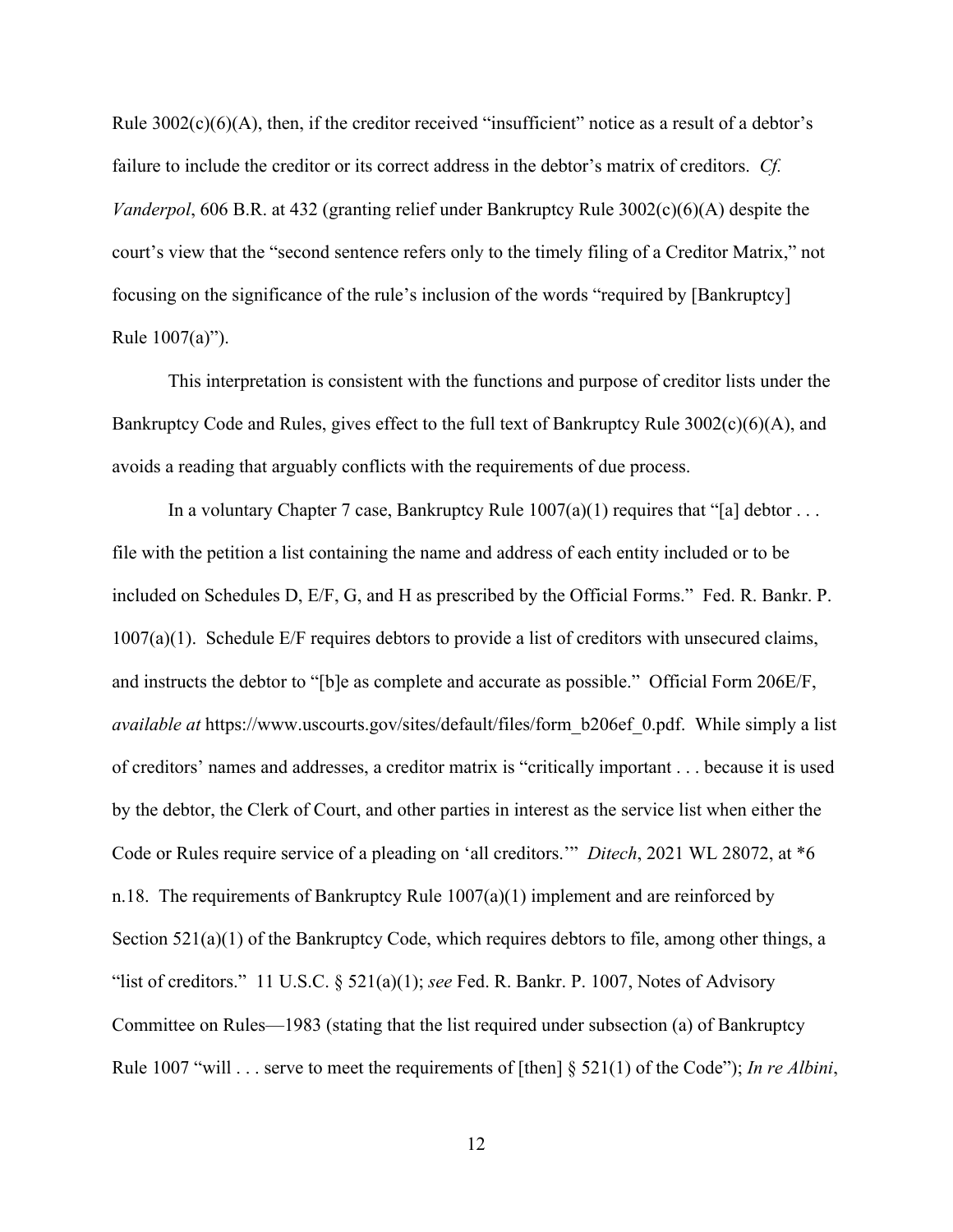Rule 3002(c)(6)(A), then, if the creditor received "insufficient" notice as a result of a debtor's failure to include the creditor or its correct address in the debtor's matrix of creditors. *Cf. Vanderpol*, 606 B.R. at 432 (granting relief under Bankruptcy Rule 3002(c)(6)(A) despite the court's view that the "second sentence refers only to the timely filing of a Creditor Matrix," not focusing on the significance of the rule's inclusion of the words "required by [Bankruptcy] Rule 1007(a)").

This interpretation is consistent with the functions and purpose of creditor lists under the Bankruptcy Code and Rules, gives effect to the full text of Bankruptcy Rule 3002(c)(6)(A), and avoids a reading that arguably conflicts with the requirements of due process.

In a voluntary Chapter 7 case, Bankruptcy Rule 1007(a)(1) requires that "[a] debtor . . . file with the petition a list containing the name and address of each entity included or to be included on Schedules D, E/F, G, and H as prescribed by the Official Forms." Fed. R. Bankr. P. 1007(a)(1). Schedule E/F requires debtors to provide a list of creditors with unsecured claims, and instructs the debtor to "[b]e as complete and accurate as possible." Official Form 206E/F, *available at* https://www.uscourts.gov/sites/default/files/form_b206ef_0.pdf. While simply a list of creditors' names and addresses, a creditor matrix is "critically important . . . because it is used by the debtor, the Clerk of Court, and other parties in interest as the service list when either the Code or Rules require service of a pleading on 'all creditors.'" *Ditech*, 2021 WL 28072, at *6 n.18. The requirements of Bankruptcy Rule 1007(a)(1) implement and are reinforced by Section 521(a)(1) of the Bankruptcy Code, which requires debtors to file, among other things, a "list of creditors." 11 U.S.C. § 521(a)(1); *see* Fed. R. Bankr. P. 1007, Notes of Advisory Committee on Rules—1983 (stating that the list required under subsection (a) of Bankruptcy Rule 1007 "will . . . serve to meet the requirements of [then] § 521(1) of the Code"); *In re Albini*,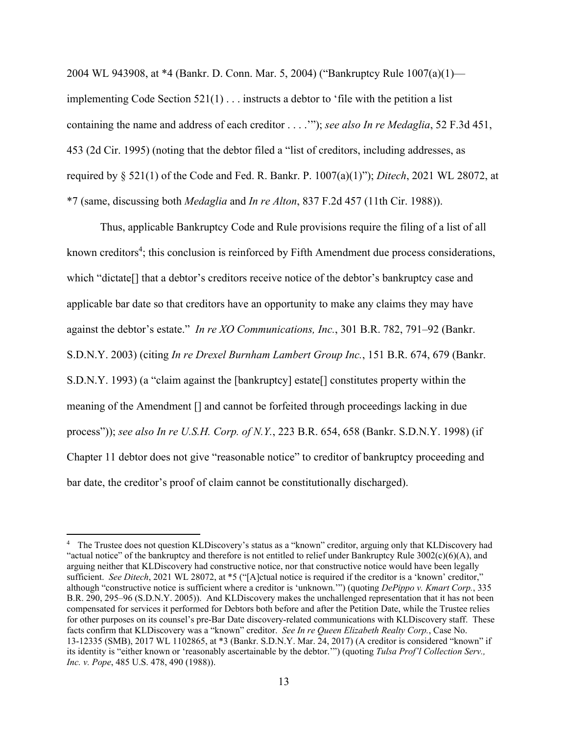2004 WL 943908, at *4 (Bankr. D. Conn. Mar. 5, 2004) ("Bankruptcy Rule 1007(a)(1)—implementing Code Section 521(1) . . . instructs a debtor to 'file with the petition a list containing the name and address of each creditor . . . .'"); *see also In re Medaglia*, 52 F.3d 451, 453 (2d Cir. 1995) (noting that the debtor filed a "list of creditors, including addresses, as required by § 521(1) of the Code and Fed. R. Bankr. P. 1007(a)(1)"); *Ditech*, 2021 WL 28072, at *7 (same, discussing both *Medaglia* and *In re Alton*, 837 F.2d 457 (11th Cir. 1988)).

Thus, applicable Bankruptcy Code and Rule provisions require the filing of a list of all known creditors[4]; this conclusion is reinforced by Fifth Amendment due process considerations, which "dictate[] that a debtor's creditors receive notice of the debtor's bankruptcy case and applicable bar date so that creditors have an opportunity to make any claims they may have against the debtor's estate." *In re XO Communications, Inc.*, 301 B.R. 782, 791–92 (Bankr. S.D.N.Y. 2003) (citing *In re Drexel Burnham Lambert Group Inc.*, 151 B.R. 674, 679 (Bankr. S.D.N.Y. 1993) (a "claim against the [bankruptcy] estate[] constitutes property within the meaning of the Amendment [] and cannot be forfeited through proceedings lacking in due process")); *see also In re U.S.H. Corp. of N.Y.*, 223 B.R. 654, 658 (Bankr. S.D.N.Y. 1998) (if Chapter 11 debtor does not give "reasonable notice" to creditor of bankruptcy proceeding and bar date, the creditor's proof of claim cannot be constitutionally discharged).

---

[4] The Trustee does not question KLDiscovery's status as a "known" creditor, arguing only that KLDiscovery had "actual notice" of the bankruptcy and therefore is not entitled to relief under Bankruptcy Rule 3002(c)(6)(A), and arguing neither that KLDiscovery had constructive notice, nor that constructive notice would have been legally sufficient. *See Ditech*, 2021 WL 28072, at *5 ("[A]ctual notice is required if the creditor is a 'known' creditor," although "constructive notice is sufficient where a creditor is 'unknown.'") (quoting *DePippo v. Kmart Corp.*, 335 B.R. 290, 295–96 (S.D.N.Y. 2005)). And KLDiscovery makes the unchallenged representation that it has not been compensated for services it performed for Debtors both before and after the Petition Date, while the Trustee relies for other purposes on its counsel's pre-Bar Date discovery-related communications with KLDiscovery staff. These facts confirm that KLDiscovery was a "known" creditor. *See In re Queen Elizabeth Realty Corp.*, Case No. 13-12335 (SMB), 2017 WL 1102865, at *3 (Bankr. S.D.N.Y. Mar. 24, 2017) (A creditor is considered "known" if its identity is "either known or 'reasonably ascertainable by the debtor.'") (quoting *Tulsa Prof'l Collection Serv., Inc. v. Pope*, 485 U.S. 478, 490 (1988)).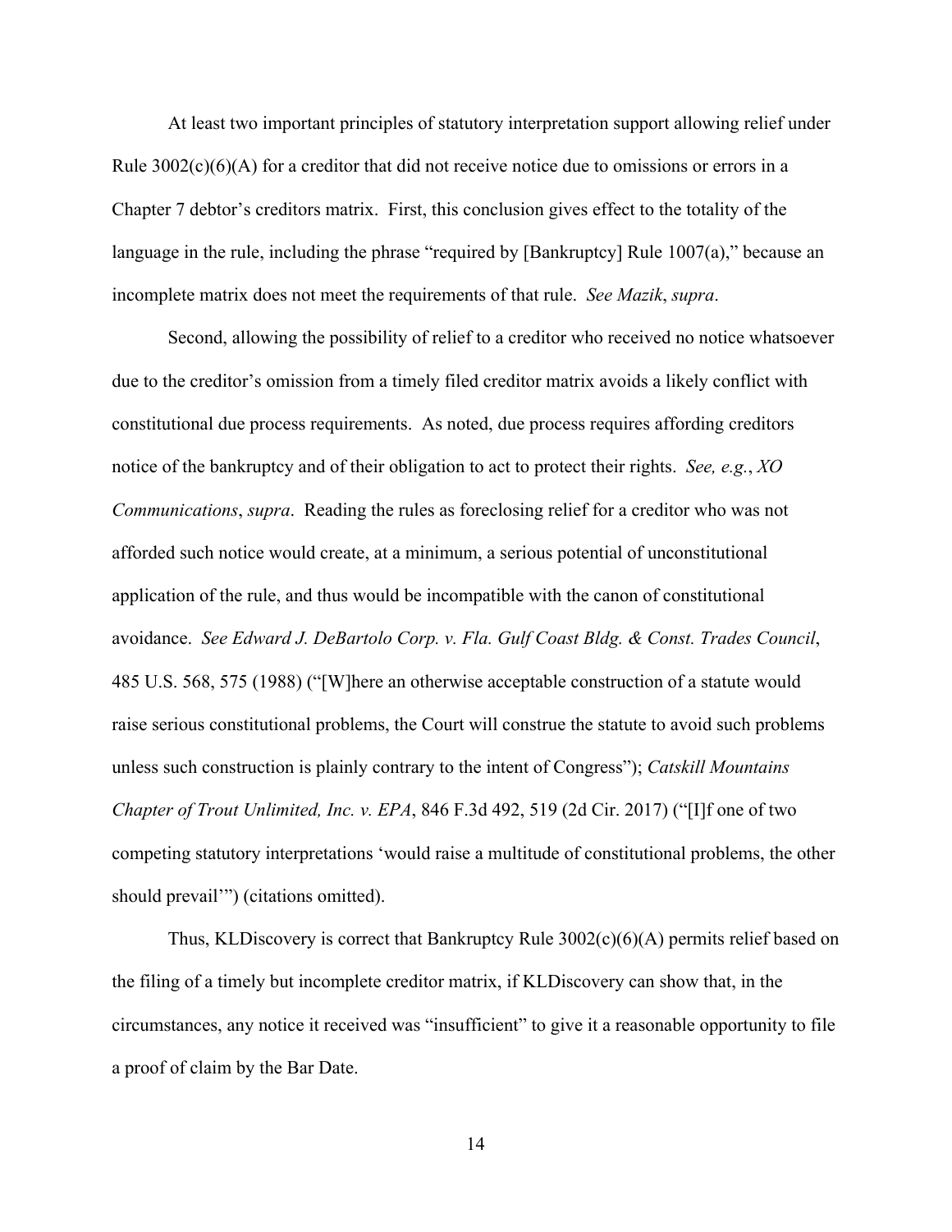At least two important principles of statutory interpretation support allowing relief under Rule 3002(c)(6)(A) for a creditor that did not receive notice due to omissions or errors in a Chapter 7 debtor's creditors matrix. First, this conclusion gives effect to the totality of the language in the rule, including the phrase "required by [Bankruptcy] Rule 1007(a)," because an incomplete matrix does not meet the requirements of that rule. *See Mazik*, *supra*.

Second, allowing the possibility of relief to a creditor who received no notice whatsoever due to the creditor's omission from a timely filed creditor matrix avoids a likely conflict with constitutional due process requirements. As noted, due process requires affording creditors notice of the bankruptcy and of their obligation to act to protect their rights. *See, e.g.*, *XO Communications*, *supra*. Reading the rules as foreclosing relief for a creditor who was not afforded such notice would create, at a minimum, a serious potential of unconstitutional application of the rule, and thus would be incompatible with the canon of constitutional avoidance. *See Edward J. DeBartolo Corp. v. Fla. Gulf Coast Bldg. & Const. Trades Council*, 485 U.S. 568, 575 (1988) ("[W]here an otherwise acceptable construction of a statute would raise serious constitutional problems, the Court will construe the statute to avoid such problems unless such construction is plainly contrary to the intent of Congress"); *Catskill Mountains Chapter of Trout Unlimited, Inc. v. EPA*, 846 F.3d 492, 519 (2d Cir. 2017) ("[I]f one of two competing statutory interpretations 'would raise a multitude of constitutional problems, the other should prevail'") (citations omitted).

Thus, KLDiscovery is correct that Bankruptcy Rule 3002(c)(6)(A) permits relief based on the filing of a timely but incomplete creditor matrix, if KLDiscovery can show that, in the circumstances, any notice it received was "insufficient" to give it a reasonable opportunity to file a proof of claim by the Bar Date.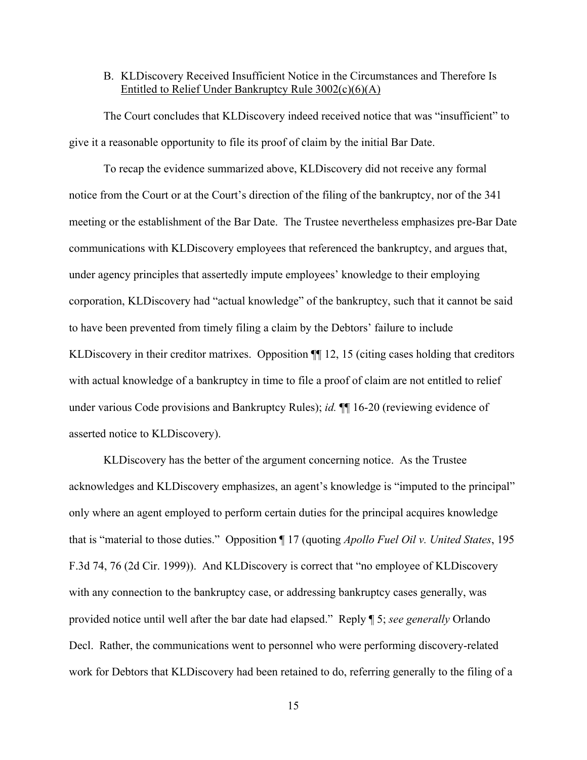### B. KLDiscovery Received Insufficient Notice in the Circumstances and Therefore Is Entitled to Relief Under Bankruptcy Rule 3002(c)(6)(A)

The Court concludes that KLDiscovery indeed received notice that was "insufficient" to give it a reasonable opportunity to file its proof of claim by the initial Bar Date.

To recap the evidence summarized above, KLDiscovery did not receive any formal notice from the Court or at the Court's direction of the filing of the bankruptcy, nor of the 341 meeting or the establishment of the Bar Date. The Trustee nevertheless emphasizes pre-Bar Date communications with KLDiscovery employees that referenced the bankruptcy, and argues that, under agency principles that assertedly impute employees' knowledge to their employing corporation, KLDiscovery had "actual knowledge" of the bankruptcy, such that it cannot be said to have been prevented from timely filing a claim by the Debtors' failure to include KLDiscovery in their creditor matrixes. Opposition ¶¶ 12, 15 (citing cases holding that creditors with actual knowledge of a bankruptcy in time to file a proof of claim are not entitled to relief under various Code provisions and Bankruptcy Rules); *id.* ¶¶ 16-20 (reviewing evidence of asserted notice to KLDiscovery).

KLDiscovery has the better of the argument concerning notice. As the Trustee acknowledges and KLDiscovery emphasizes, an agent's knowledge is "imputed to the principal" only where an agent employed to perform certain duties for the principal acquires knowledge that is "material to those duties." Opposition ¶ 17 (quoting *Apollo Fuel Oil v. United States*, 195 F.3d 74, 76 (2d Cir. 1999)). And KLDiscovery is correct that "no employee of KLDiscovery with any connection to the bankruptcy case, or addressing bankruptcy cases generally, was provided notice until well after the bar date had elapsed." Reply ¶ 5; *see generally* Orlando Decl. Rather, the communications went to personnel who were performing discovery-related work for Debtors that KLDiscovery had been retained to do, referring generally to the filing of a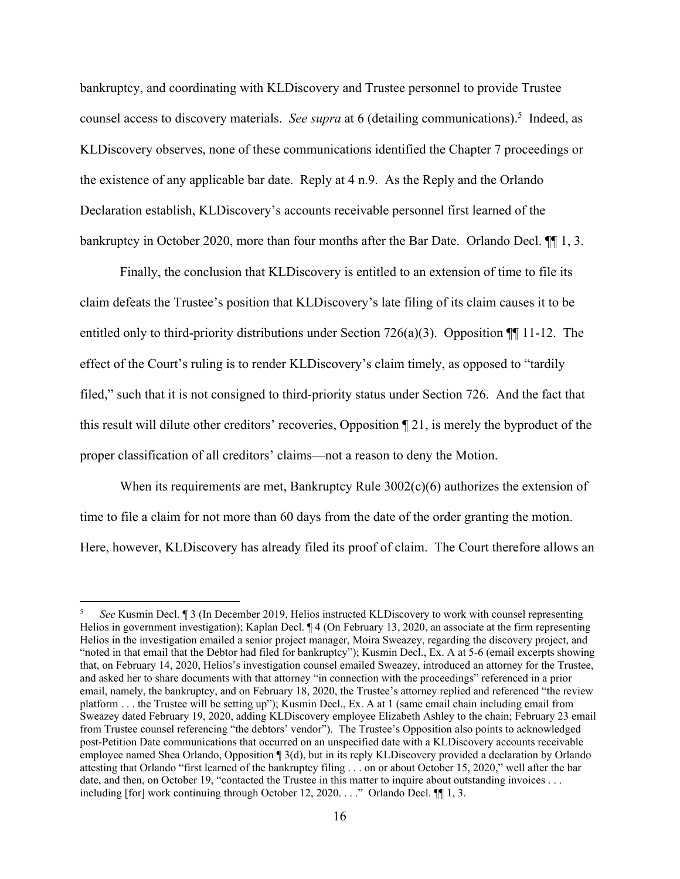bankruptcy, and coordinating with KLDiscovery and Trustee personnel to provide Trustee counsel access to discovery materials. *See supra* at 6 (detailing communications).[5] Indeed, as KLDiscovery observes, none of these communications identified the Chapter 7 proceedings or the existence of any applicable bar date. Reply at 4 n.9. As the Reply and the Orlando Declaration establish, KLDiscovery's accounts receivable personnel first learned of the bankruptcy in October 2020, more than four months after the Bar Date. Orlando Decl. ¶¶ 1, 3.

Finally, the conclusion that KLDiscovery is entitled to an extension of time to file its claim defeats the Trustee's position that KLDiscovery's late filing of its claim causes it to be entitled only to third-priority distributions under Section 726(a)(3). Opposition ¶¶ 11-12. The effect of the Court's ruling is to render KLDiscovery's claim timely, as opposed to "tardily filed," such that it is not consigned to third-priority status under Section 726. And the fact that this result will dilute other creditors' recoveries, Opposition ¶ 21, is merely the byproduct of the proper classification of all creditors' claims—not a reason to deny the Motion.

When its requirements are met, Bankruptcy Rule 3002(c)(6) authorizes the extension of time to file a claim for not more than 60 days from the date of the order granting the motion. Here, however, KLDiscovery has already filed its proof of claim. The Court therefore allows an

---

[5] *See* Kusmin Decl. ¶ 3 (In December 2019, Helios instructed KLDiscovery to work with counsel representing Helios in government investigation); Kaplan Decl. ¶ 4 (On February 13, 2020, an associate at the firm representing Helios in the investigation emailed a senior project manager, Moira Sweazey, regarding the discovery project, and "noted in that email that the Debtor had filed for bankruptcy"); Kusmin Decl., Ex. A at 5-6 (email excerpts showing that, on February 14, 2020, Helios's investigation counsel emailed Sweazey, introduced an attorney for the Trustee, and asked her to share documents with that attorney "in connection with the proceedings" referenced in a prior email, namely, the bankruptcy, and on February 18, 2020, the Trustee's attorney replied and referenced "the review platform . . . the Trustee will be setting up"); Kusmin Decl., Ex. A at 1 (same email chain including email from Sweazey dated February 19, 2020, adding KLDiscovery employee Elizabeth Ashley to the chain; February 23 email from Trustee counsel referencing "the debtors' vendor"). The Trustee's Opposition also points to acknowledged post-Petition Date communications that occurred on an unspecified date with a KLDiscovery accounts receivable employee named Shea Orlando, Opposition ¶ 3(d), but in its reply KLDiscovery provided a declaration by Orlando attesting that Orlando "first learned of the bankruptcy filing . . . on or about October 15, 2020," well after the bar date, and then, on October 19, "contacted the Trustee in this matter to inquire about outstanding invoices . . . including [for] work continuing through October 12, 2020. . . ." Orlando Decl. ¶¶ 1, 3.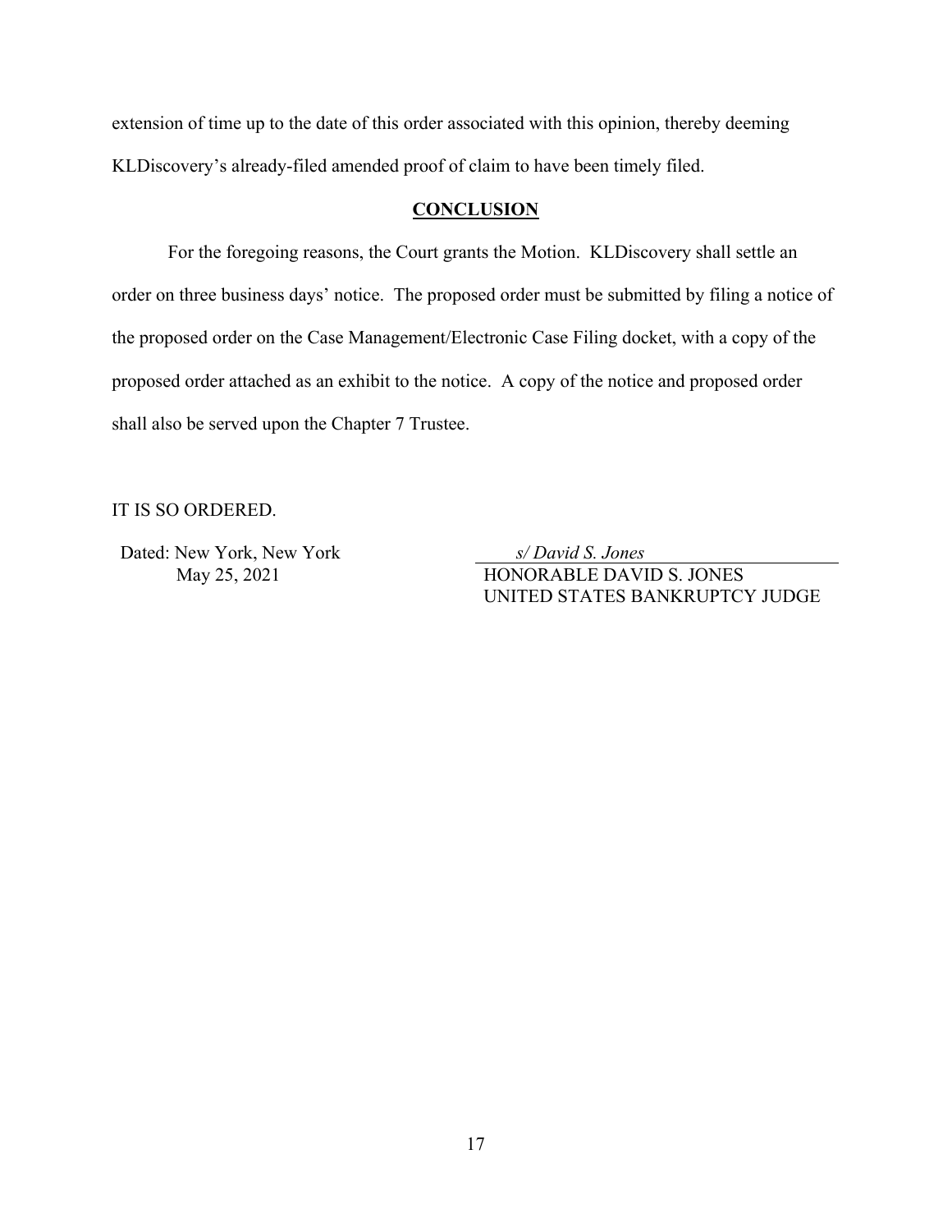extension of time up to the date of this order associated with this opinion, thereby deeming KLDiscovery's already-filed amended proof of claim to have been timely filed.

## CONCLUSION

For the foregoing reasons, the Court grants the Motion. KLDiscovery shall settle an order on three business days' notice. The proposed order must be submitted by filing a notice of the proposed order on the Case Management/Electronic Case Filing docket, with a copy of the proposed order attached as an exhibit to the notice. A copy of the notice and proposed order shall also be served upon the Chapter 7 Trustee.

IT IS SO ORDERED.

Dated: New York, New York
May 25, 2021

*s/ David S. Jones*
HONORABLE DAVID S. JONES
UNITED STATES BANKRUPTCY JUDGE